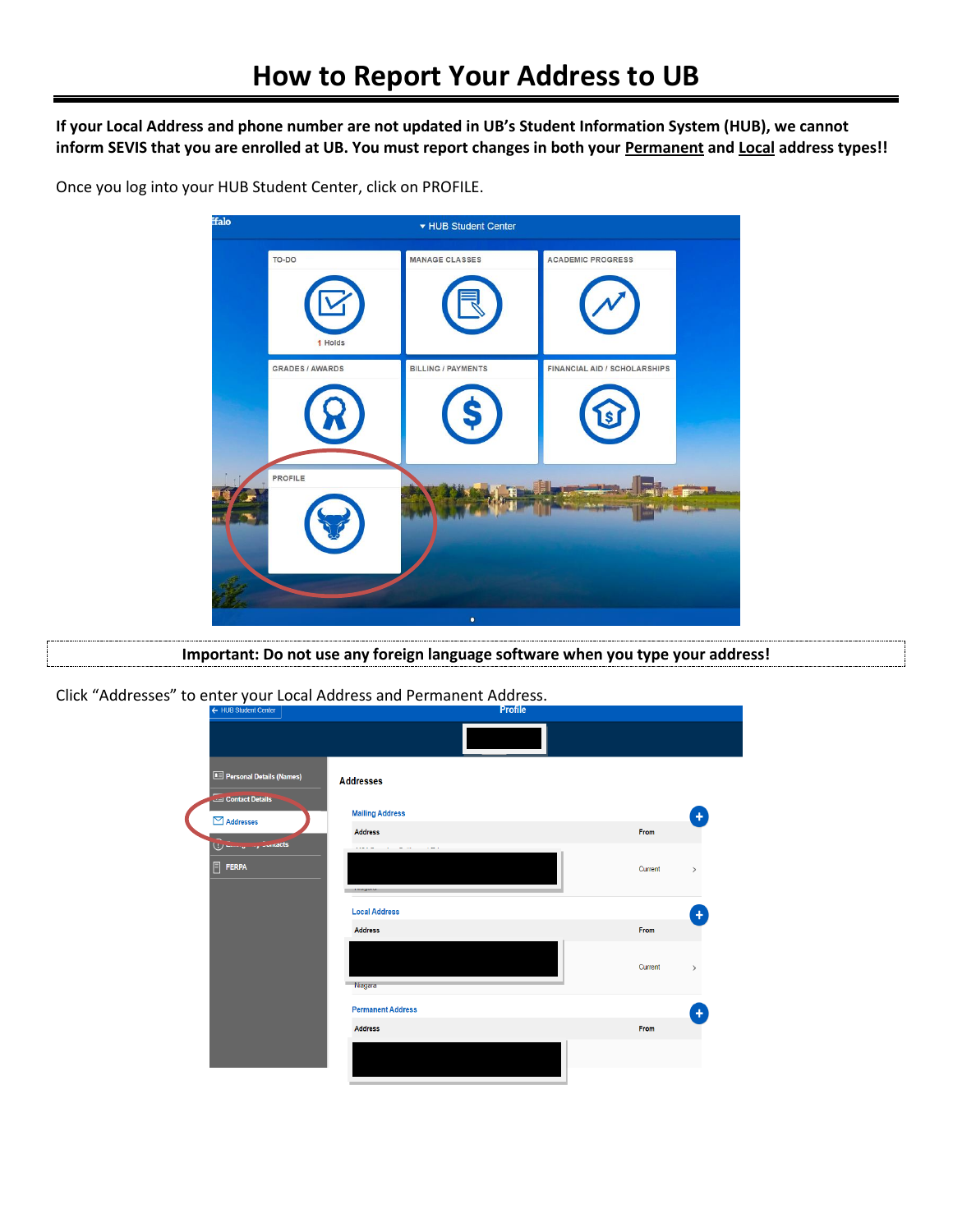# How to Report Your Address to UB

**If your Local Address and phone number are not updated in UB's Student Information System (HUB), we cannot inform SEVIS that you are enrolled at UB. You must report changes in both your <u>Permanent</u> and <u>Local</u> address types!!**

Once you log into your HUB Student Center, click on PROFILE.

**Important: Do not use any foreign language software when you type your address!**

Click "Addresses" to enter your Local Address and Permanent Address.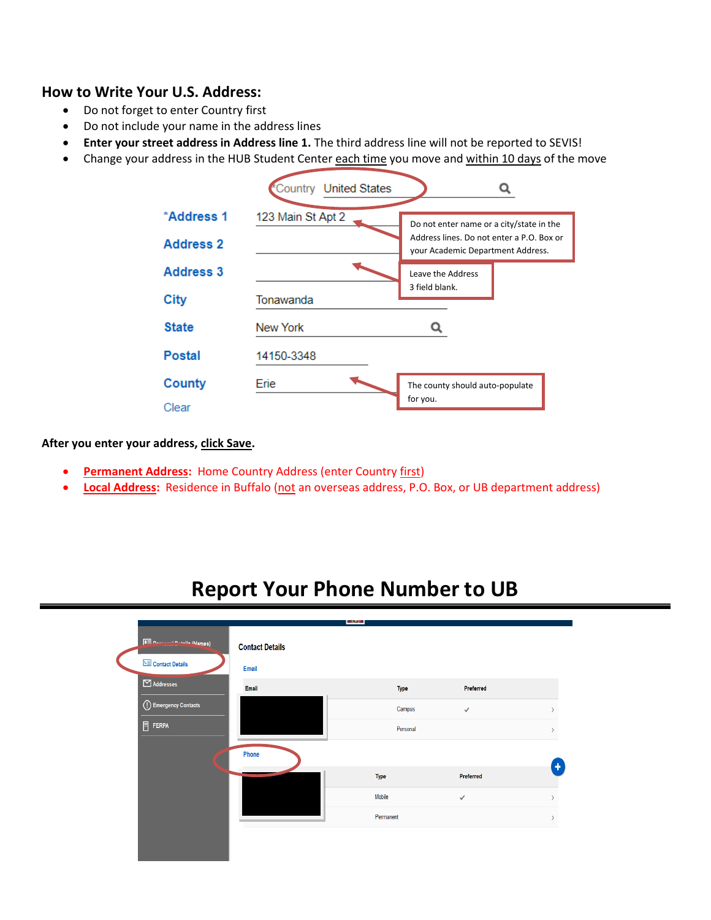### How to Write Your U.S. Address:

- Do not forget to enter Country first
- Do not include your name in the address lines
- **Enter your street address in Address line 1.** The third address line will not be reported to SEVIS!
- Change your address in the HUB Student Center each time you move and within 10 days of the move

*Country United States

*Address 1 123 Main St Apt 2

Address 2

Address 3

City Tonawanda

State New York

Postal 14150-3348

County Erie

Clear

Do not enter name or a city/state in the Address lines. Do not enter a P.O. Box or your Academic Department Address.

Leave the Address 3 field blank.

The county should auto-populate for you.

**After you enter your address, click Save.**

- **Permanent Address:** Home Country Address (enter Country first)
- **Local Address:** Residence in Buffalo (not an overseas address, P.O. Box, or UB department address)

# Report Your Phone Number to UB

Personal Details (Names)

Contact Details

Addresses

Emergency Contacts

FERPA

Contact Details

Email

| Email | Type | Preferred |
| --- | --- | --- |
| | Campus | ✓ |
| | Personal | |

Phone

| | Type | Preferred |
| --- | --- | --- |
| | Mobile | ✓ |
| | Permanent | |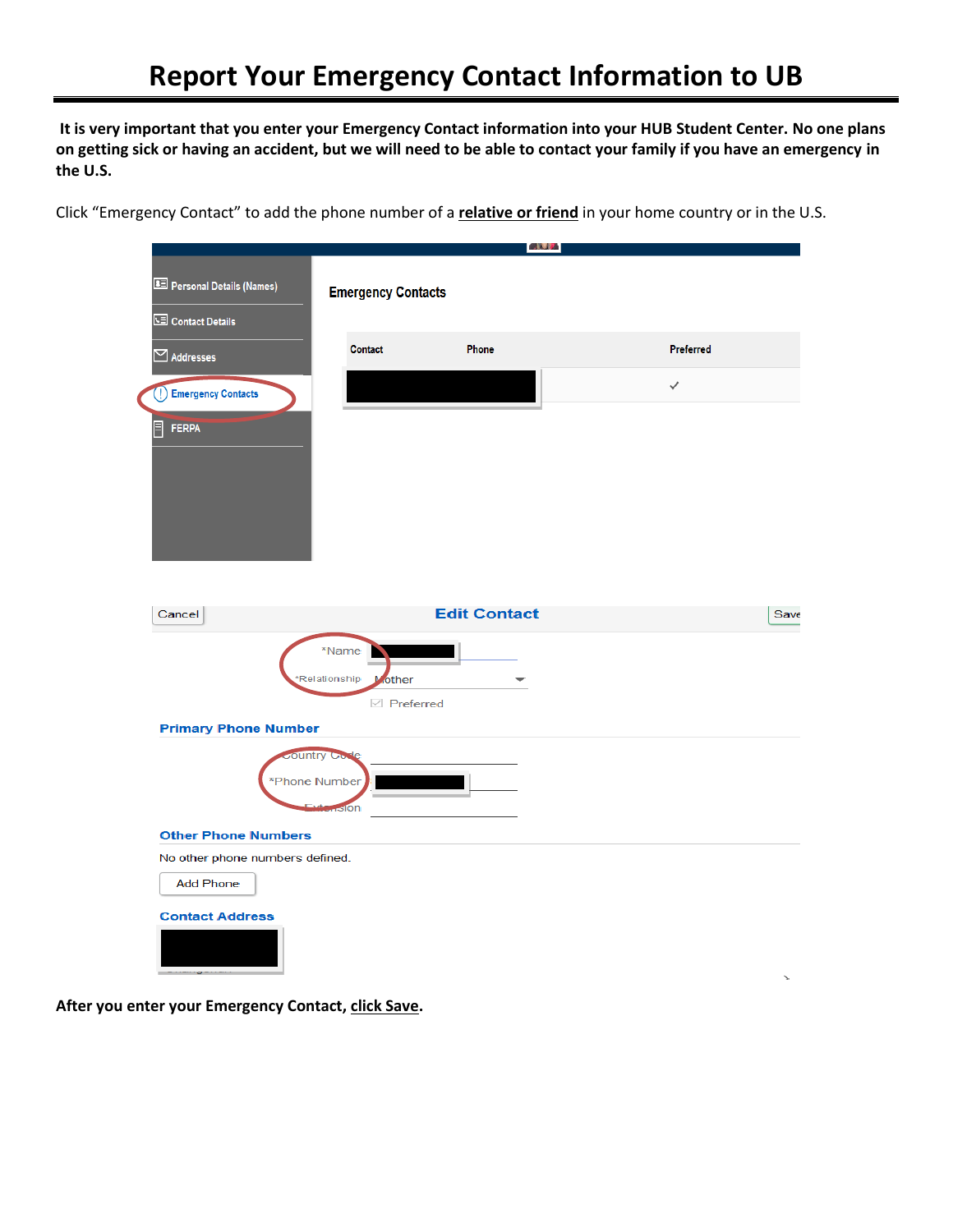# Report Your Emergency Contact Information to UB

**It is very important that you enter your Emergency Contact information into your HUB Student Center. No one plans on getting sick or having an accident, but we will need to be able to contact your family if you have an emergency in the U.S.**

Click "Emergency Contact" to add the phone number of a **relative or friend** in your home country or in the U.S.

Personal Details (Names)
Contact Details
Addresses
Emergency Contacts
FERPA

Emergency Contacts

| Contact | Phone | Preferred |
|---|---|---|
| | | ✓ |

Cancel
Edit Contact
Save

*Name

*Relationship Mother

Preferred

Primary Phone Number

Country Code

*Phone Number

Extension

Other Phone Numbers

No other phone numbers defined.

Add Phone

Contact Address

**After you enter your Emergency Contact, click Save.**